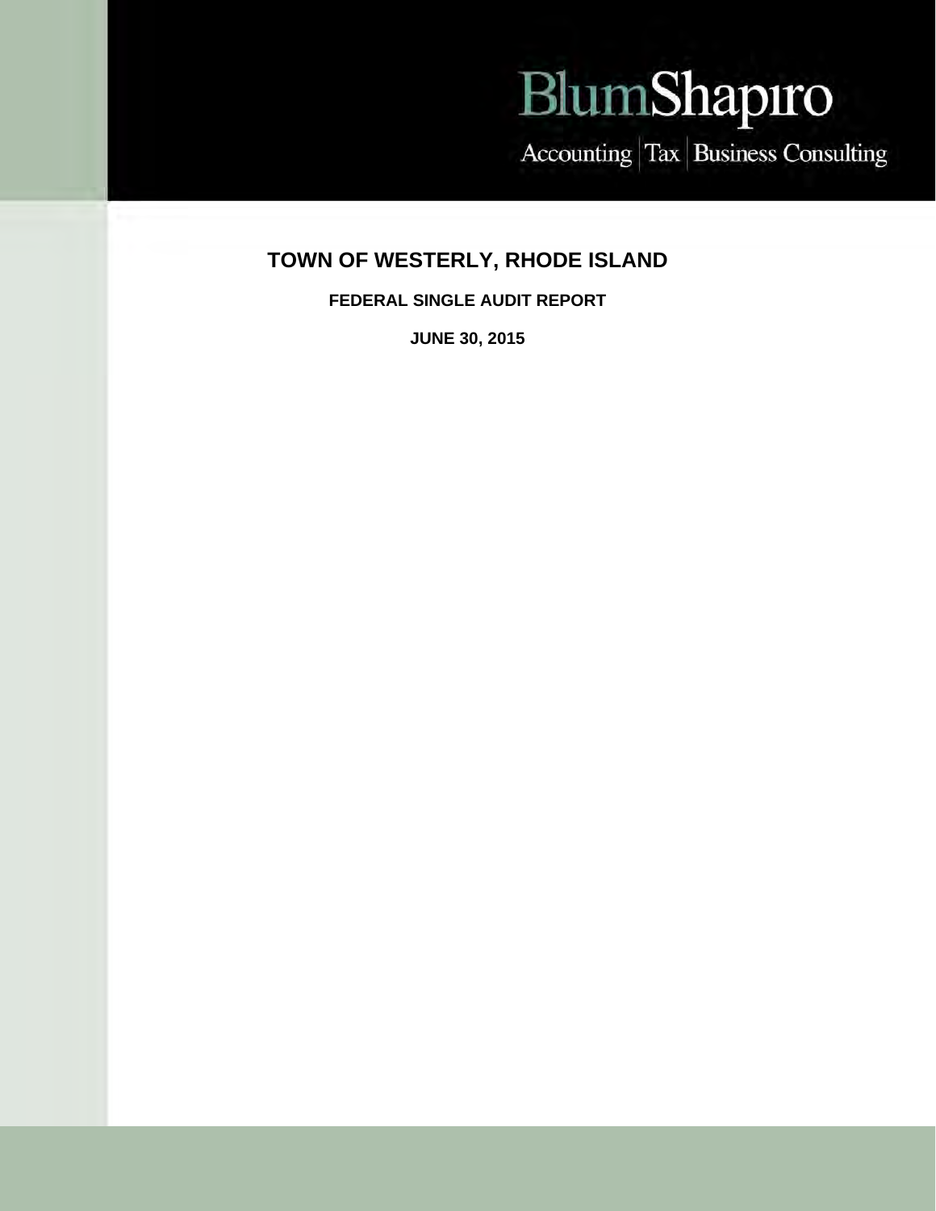BlumShapiro

Accounting | Tax | Business Consulting

# TOWN OF WESTERLY, RHODE ISLAND

**FEDERAL SINGLE AUDIT REPORT**

**JUNE 30, 2015**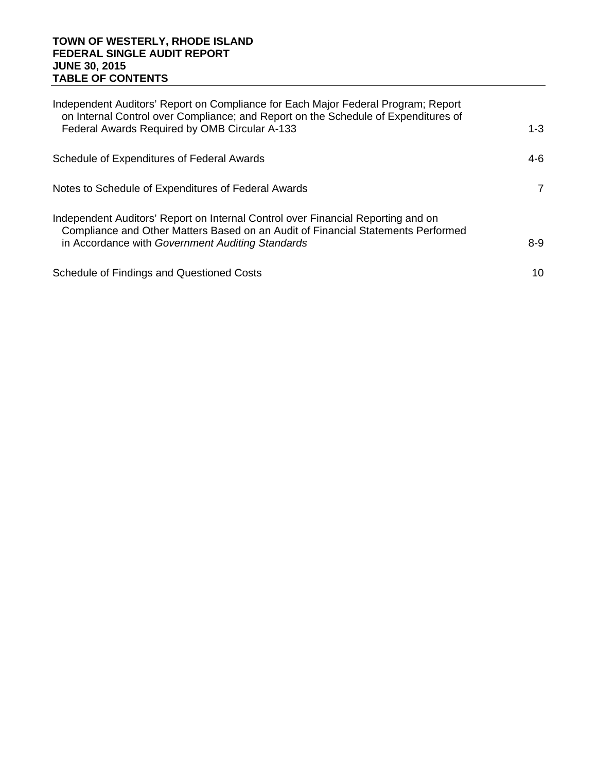**TOWN OF WESTERLY, RHODE ISLAND**
**FEDERAL SINGLE AUDIT REPORT**
**JUNE 30, 2015**
**TABLE OF CONTENTS**

| | |
|---|---|
| Independent Auditors' Report on Compliance for Each Major Federal Program; Report on Internal Control over Compliance; and Report on the Schedule of Expenditures of Federal Awards Required by OMB Circular A-133 | 1-3 |
| Schedule of Expenditures of Federal Awards | 4-6 |
| Notes to Schedule of Expenditures of Federal Awards | 7 |
| Independent Auditors' Report on Internal Control over Financial Reporting and on Compliance and Other Matters Based on an Audit of Financial Statements Performed in Accordance with *Government Auditing Standards* | 8-9 |
| Schedule of Findings and Questioned Costs | 10 |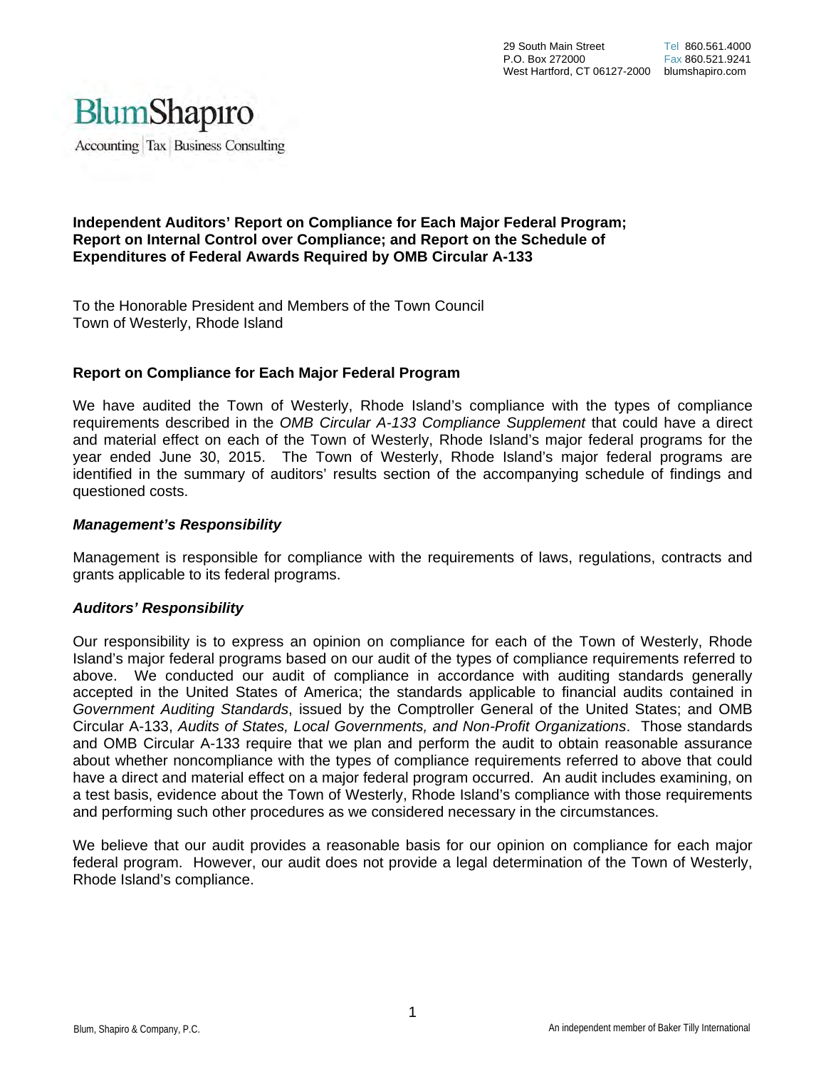29 South Main Street
P.O. Box 272000
West Hartford, CT 06127-2000

Tel 860.561.4000
Fax 860.521.9241
blumshapiro.com

BlumShapiro
Accounting | Tax | Business Consulting

**Independent Auditors' Report on Compliance for Each Major Federal Program; Report on Internal Control over Compliance; and Report on the Schedule of Expenditures of Federal Awards Required by OMB Circular A-133**

To the Honorable President and Members of the Town Council
Town of Westerly, Rhode Island

## Report on Compliance for Each Major Federal Program

We have audited the Town of Westerly, Rhode Island's compliance with the types of compliance requirements described in the *OMB Circular A-133 Compliance Supplement* that could have a direct and material effect on each of the Town of Westerly, Rhode Island's major federal programs for the year ended June 30, 2015. The Town of Westerly, Rhode Island's major federal programs are identified in the summary of auditors' results section of the accompanying schedule of findings and questioned costs.

### *Management's Responsibility*

Management is responsible for compliance with the requirements of laws, regulations, contracts and grants applicable to its federal programs.

### *Auditors' Responsibility*

Our responsibility is to express an opinion on compliance for each of the Town of Westerly, Rhode Island's major federal programs based on our audit of the types of compliance requirements referred to above. We conducted our audit of compliance in accordance with auditing standards generally accepted in the United States of America; the standards applicable to financial audits contained in *Government Auditing Standards*, issued by the Comptroller General of the United States; and OMB Circular A-133, *Audits of States, Local Governments, and Non-Profit Organizations*. Those standards and OMB Circular A-133 require that we plan and perform the audit to obtain reasonable assurance about whether noncompliance with the types of compliance requirements referred to above that could have a direct and material effect on a major federal program occurred. An audit includes examining, on a test basis, evidence about the Town of Westerly, Rhode Island's compliance with those requirements and performing such other procedures as we considered necessary in the circumstances.

We believe that our audit provides a reasonable basis for our opinion on compliance for each major federal program. However, our audit does not provide a legal determination of the Town of Westerly, Rhode Island's compliance.

Blum, Shapiro & Company, P.C.

An independent member of Baker Tilly International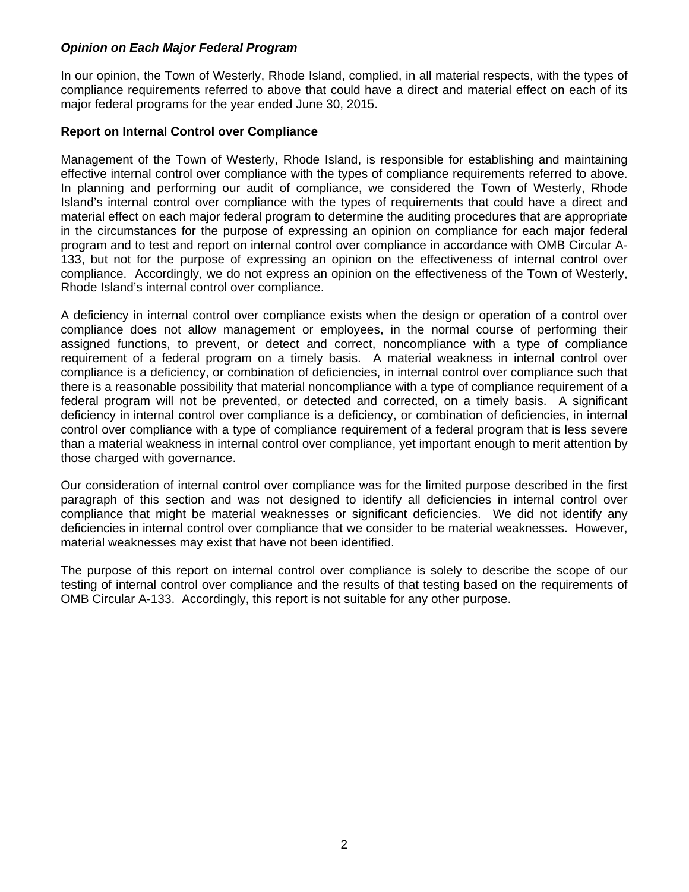***Opinion on Each Major Federal Program***

In our opinion, the Town of Westerly, Rhode Island, complied, in all material respects, with the types of compliance requirements referred to above that could have a direct and material effect on each of its major federal programs for the year ended June 30, 2015.

**Report on Internal Control over Compliance**

Management of the Town of Westerly, Rhode Island, is responsible for establishing and maintaining effective internal control over compliance with the types of compliance requirements referred to above. In planning and performing our audit of compliance, we considered the Town of Westerly, Rhode Island's internal control over compliance with the types of requirements that could have a direct and material effect on each major federal program to determine the auditing procedures that are appropriate in the circumstances for the purpose of expressing an opinion on compliance for each major federal program and to test and report on internal control over compliance in accordance with OMB Circular A-133, but not for the purpose of expressing an opinion on the effectiveness of internal control over compliance. Accordingly, we do not express an opinion on the effectiveness of the Town of Westerly, Rhode Island's internal control over compliance.

A deficiency in internal control over compliance exists when the design or operation of a control over compliance does not allow management or employees, in the normal course of performing their assigned functions, to prevent, or detect and correct, noncompliance with a type of compliance requirement of a federal program on a timely basis. A material weakness in internal control over compliance is a deficiency, or combination of deficiencies, in internal control over compliance such that there is a reasonable possibility that material noncompliance with a type of compliance requirement of a federal program will not be prevented, or detected and corrected, on a timely basis. A significant deficiency in internal control over compliance is a deficiency, or combination of deficiencies, in internal control over compliance with a type of compliance requirement of a federal program that is less severe than a material weakness in internal control over compliance, yet important enough to merit attention by those charged with governance.

Our consideration of internal control over compliance was for the limited purpose described in the first paragraph of this section and was not designed to identify all deficiencies in internal control over compliance that might be material weaknesses or significant deficiencies. We did not identify any deficiencies in internal control over compliance that we consider to be material weaknesses. However, material weaknesses may exist that have not been identified.

The purpose of this report on internal control over compliance is solely to describe the scope of our testing of internal control over compliance and the results of that testing based on the requirements of OMB Circular A-133. Accordingly, this report is not suitable for any other purpose.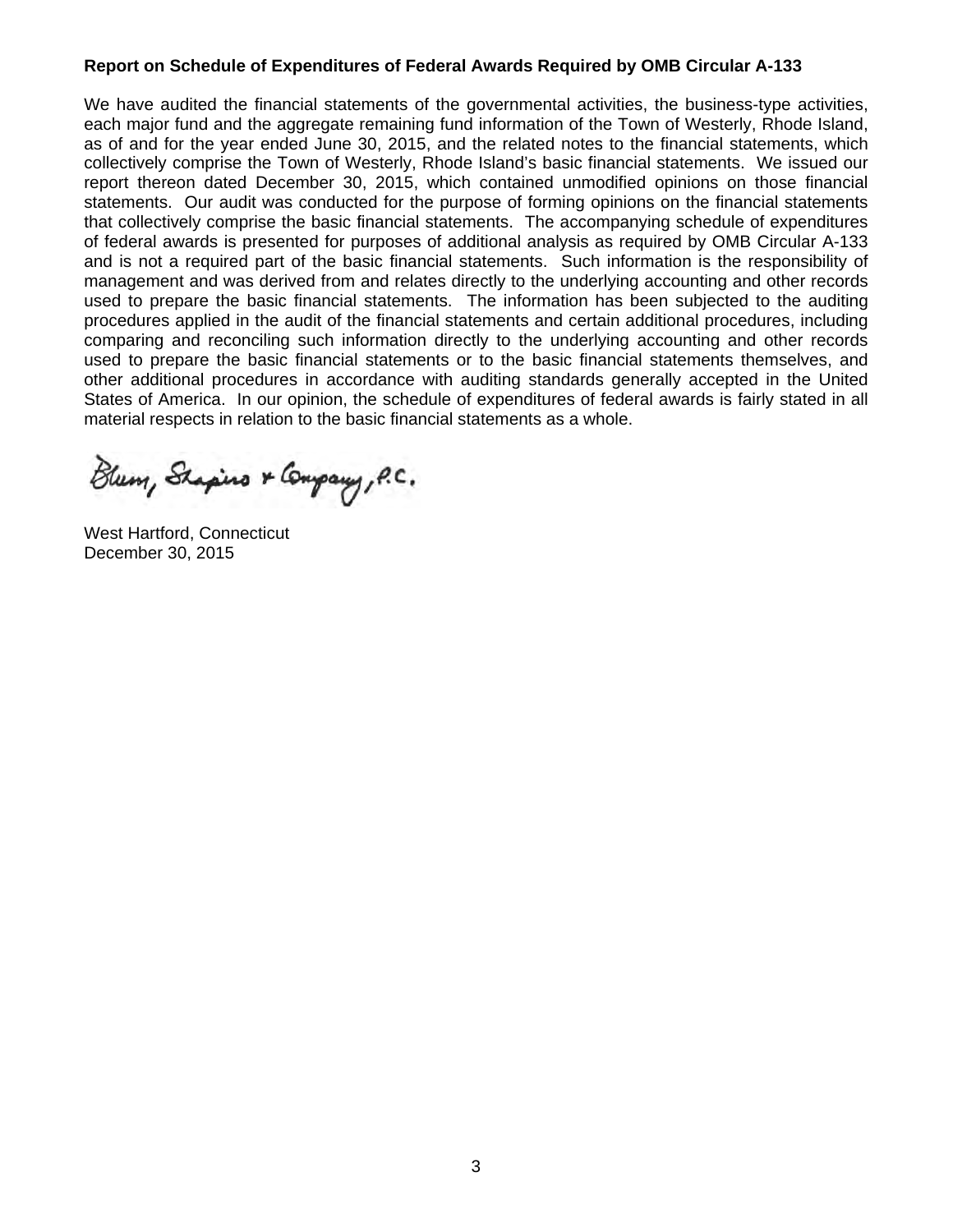**Report on Schedule of Expenditures of Federal Awards Required by OMB Circular A-133**

We have audited the financial statements of the governmental activities, the business-type activities, each major fund and the aggregate remaining fund information of the Town of Westerly, Rhode Island, as of and for the year ended June 30, 2015, and the related notes to the financial statements, which collectively comprise the Town of Westerly, Rhode Island's basic financial statements. We issued our report thereon dated December 30, 2015, which contained unmodified opinions on those financial statements. Our audit was conducted for the purpose of forming opinions on the financial statements that collectively comprise the basic financial statements. The accompanying schedule of expenditures of federal awards is presented for purposes of additional analysis as required by OMB Circular A-133 and is not a required part of the basic financial statements. Such information is the responsibility of management and was derived from and relates directly to the underlying accounting and other records used to prepare the basic financial statements. The information has been subjected to the auditing procedures applied in the audit of the financial statements and certain additional procedures, including comparing and reconciling such information directly to the underlying accounting and other records used to prepare the basic financial statements or to the basic financial statements themselves, and other additional procedures in accordance with auditing standards generally accepted in the United States of America. In our opinion, the schedule of expenditures of federal awards is fairly stated in all material respects in relation to the basic financial statements as a whole.

Blum, Shapiro & Company, P.C.

West Hartford, Connecticut
December 30, 2015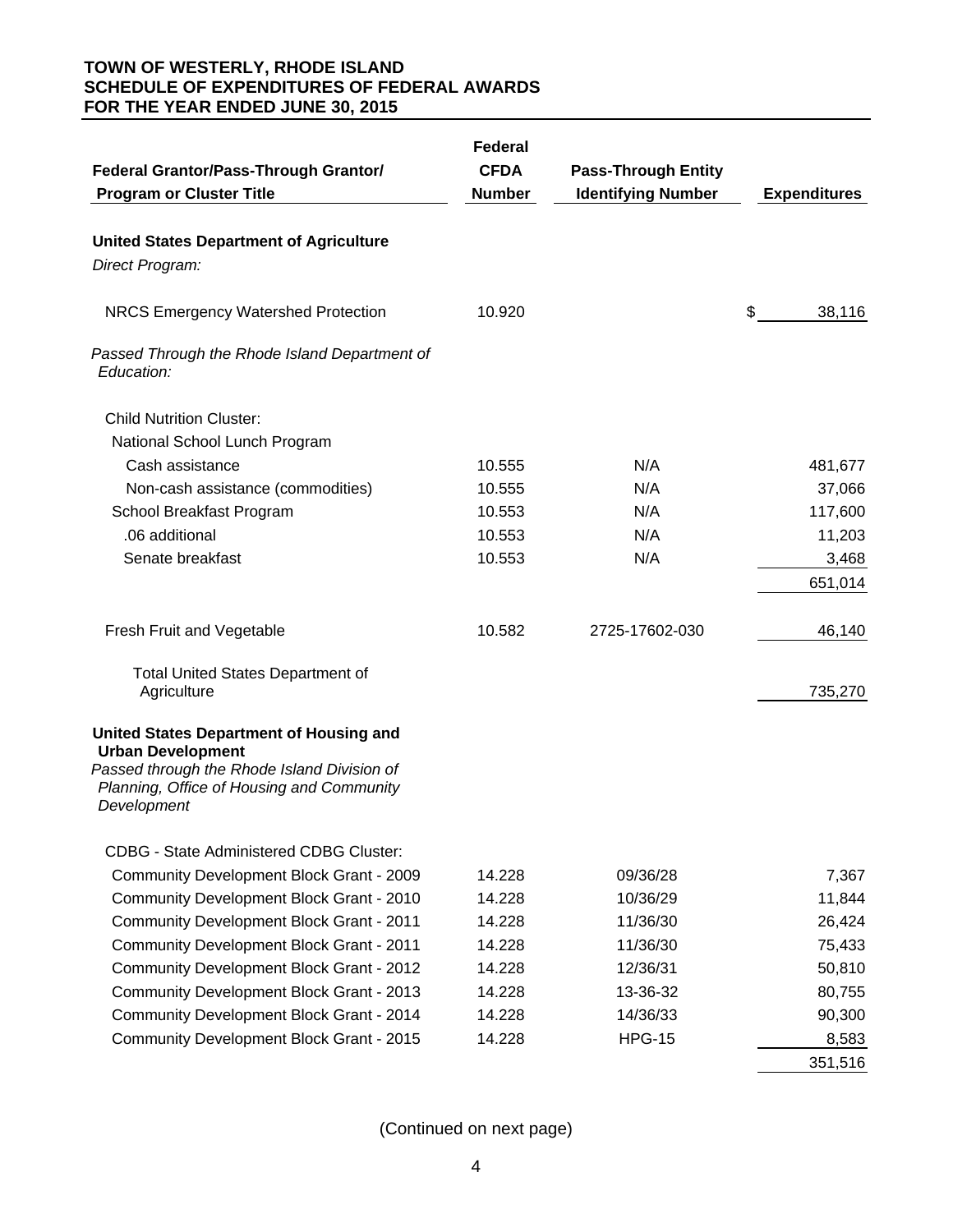# TOWN OF WESTERLY, RHODE ISLAND
# SCHEDULE OF EXPENDITURES OF FEDERAL AWARDS
# FOR THE YEAR ENDED JUNE 30, 2015

| Federal Grantor/Pass-Through Grantor/ Program or Cluster Title | Federal CFDA Number | Pass-Through Entity Identifying Number | Expenditures |
|---|---|---|---|
| **United States Department of Agriculture** | | | |
| *Direct Program:* | | | |
| NRCS Emergency Watershed Protection | 10.920 | | $ 38,116 |
| *Passed Through the Rhode Island Department of Education:* | | | |
| Child Nutrition Cluster: | | | |
| National School Lunch Program | | | |
| Cash assistance | 10.555 | N/A | 481,677 |
| Non-cash assistance (commodities) | 10.555 | N/A | 37,066 |
| School Breakfast Program | 10.553 | N/A | 117,600 |
| .06 additional | 10.553 | N/A | 11,203 |
| Senate breakfast | 10.553 | N/A | 3,468 |
| | | | 651,014 |
| Fresh Fruit and Vegetable | 10.582 | 2725-17602-030 | 46,140 |
| Total United States Department of Agriculture | | | 735,270 |
| **United States Department of Housing and Urban Development** | | | |
| *Passed through the Rhode Island Division of Planning, Office of Housing and Community Development* | | | |
| CDBG - State Administered CDBG Cluster: | | | |
| Community Development Block Grant - 2009 | 14.228 | 09/36/28 | 7,367 |
| Community Development Block Grant - 2010 | 14.228 | 10/36/29 | 11,844 |
| Community Development Block Grant - 2011 | 14.228 | 11/36/30 | 26,424 |
| Community Development Block Grant - 2011 | 14.228 | 11/36/30 | 75,433 |
| Community Development Block Grant - 2012 | 14.228 | 12/36/31 | 50,810 |
| Community Development Block Grant - 2013 | 14.228 | 13-36-32 | 80,755 |
| Community Development Block Grant - 2014 | 14.228 | 14/36/33 | 90,300 |
| Community Development Block Grant - 2015 | 14.228 | HPG-15 | 8,583 |
| | | | 351,516 |

(Continued on next page)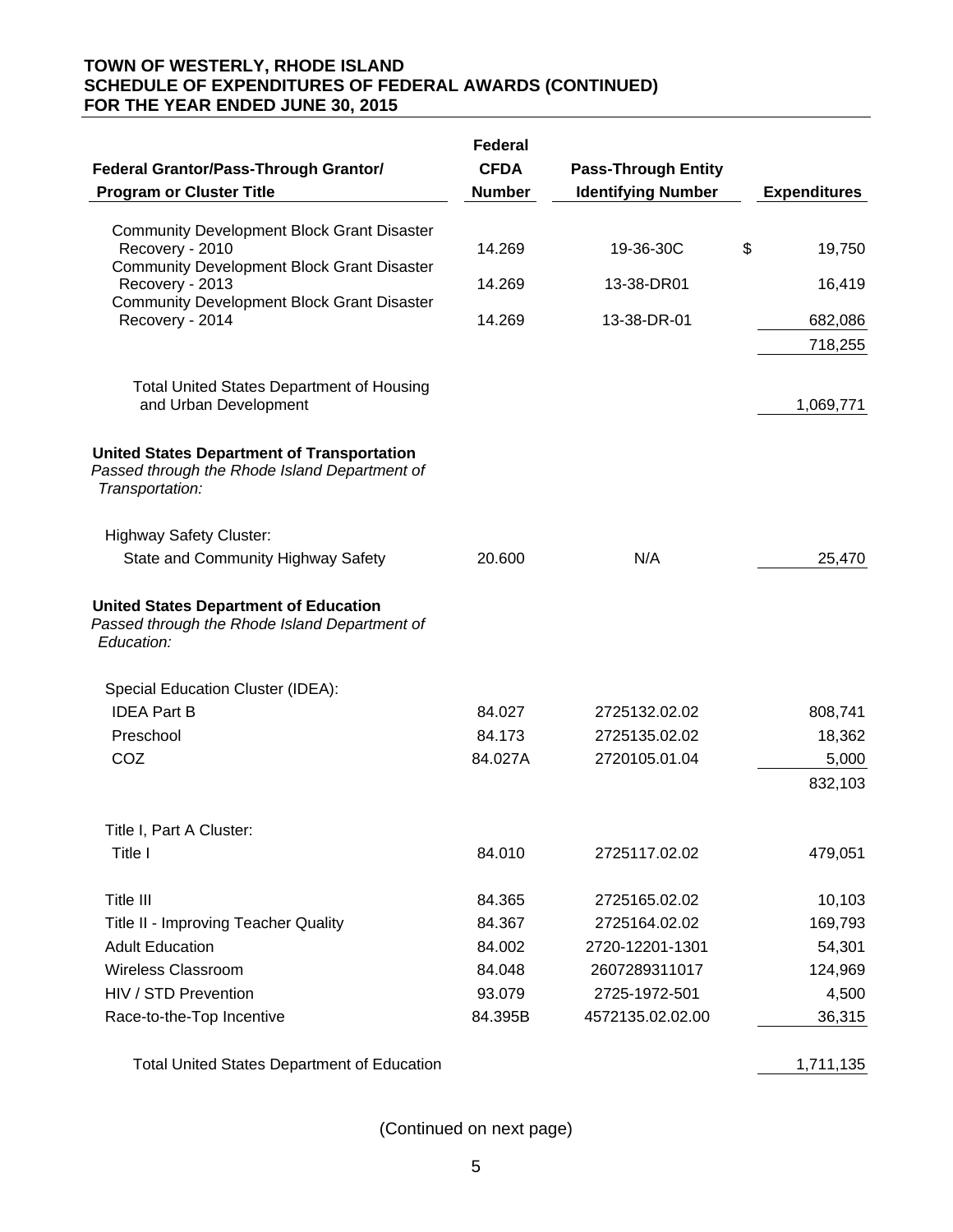**TOWN OF WESTERLY, RHODE ISLAND**
**SCHEDULE OF EXPENDITURES OF FEDERAL AWARDS (CONTINUED)**
**FOR THE YEAR ENDED JUNE 30, 2015**

| Federal Grantor/Pass-Through Grantor/ Program or Cluster Title | Federal CFDA Number | Pass-Through Entity Identifying Number | Expenditures |
|---|---|---|---|
| Community Development Block Grant Disaster Recovery - 2010 | 14.269 | 19-36-30C | $ 19,750 |
| Community Development Block Grant Disaster Recovery - 2013 | 14.269 | 13-38-DR01 | 16,419 |
| Community Development Block Grant Disaster Recovery - 2014 | 14.269 | 13-38-DR-01 | 682,086 |
| | | | 718,255 |
| Total United States Department of Housing and Urban Development | | | 1,069,771 |
| **United States Department of Transportation** | | | |
| *Passed through the Rhode Island Department of Transportation:* | | | |
| Highway Safety Cluster: | | | |
| State and Community Highway Safety | 20.600 | N/A | 25,470 |
| **United States Department of Education** | | | |
| *Passed through the Rhode Island Department of Education:* | | | |
| Special Education Cluster (IDEA): | | | |
| IDEA Part B | 84.027 | 2725132.02.02 | 808,741 |
| Preschool | 84.173 | 2725135.02.02 | 18,362 |
| COZ | 84.027A | 2720105.01.04 | 5,000 |
| | | | 832,103 |
| Title I, Part A Cluster: | | | |
| Title I | 84.010 | 2725117.02.02 | 479,051 |
| Title III | 84.365 | 2725165.02.02 | 10,103 |
| Title II - Improving Teacher Quality | 84.367 | 2725164.02.02 | 169,793 |
| Adult Education | 84.002 | 2720-12201-1301 | 54,301 |
| Wireless Classroom | 84.048 | 2607289311017 | 124,969 |
| HIV / STD Prevention | 93.079 | 2725-1972-501 | 4,500 |
| Race-to-the-Top Incentive | 84.395B | 4572135.02.02.00 | 36,315 |
| Total United States Department of Education | | | 1,711,135 |

(Continued on next page)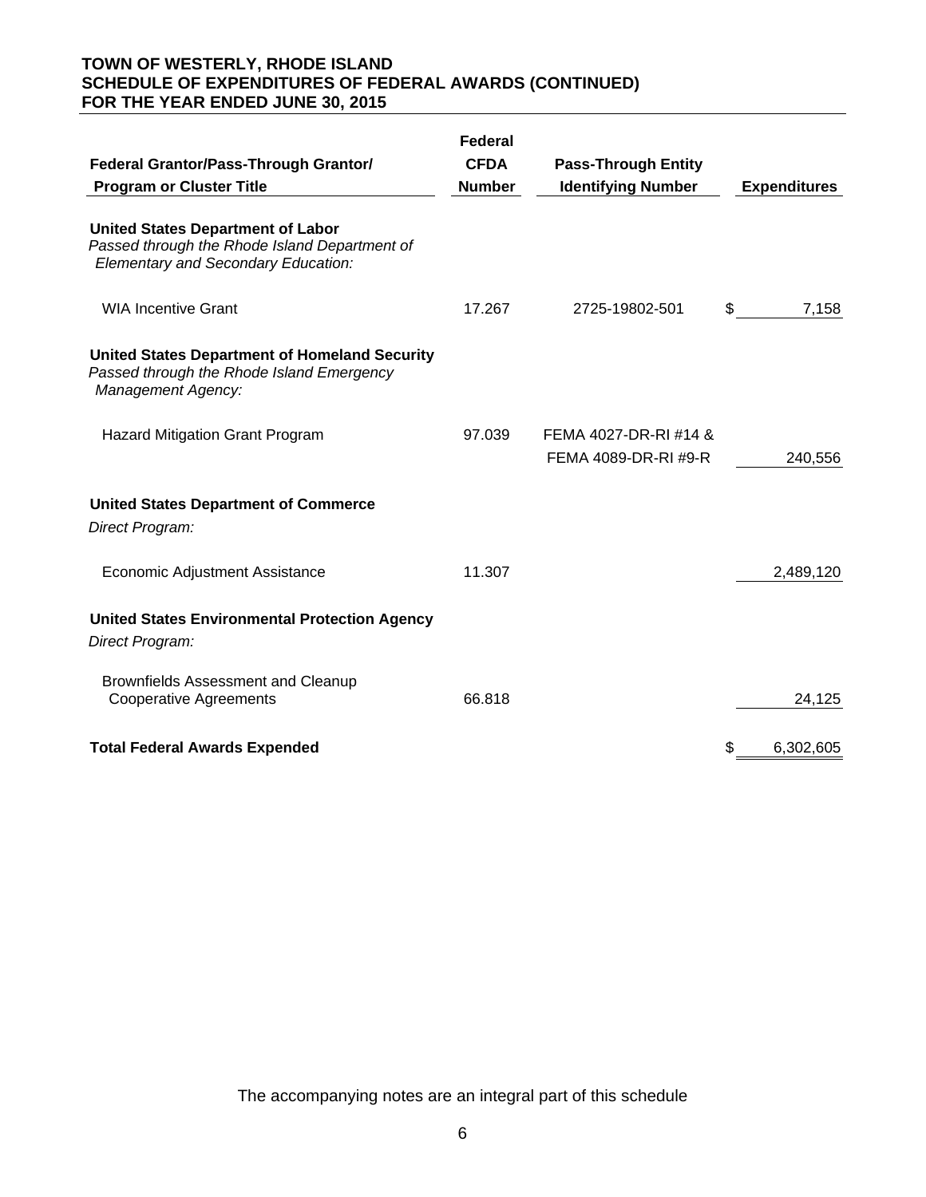# TOWN OF WESTERLY, RHODE ISLAND
## SCHEDULE OF EXPENDITURES OF FEDERAL AWARDS (CONTINUED)
## FOR THE YEAR ENDED JUNE 30, 2015

| Federal Grantor/Pass-Through Grantor/ Program or Cluster Title | Federal CFDA Number | Pass-Through Entity Identifying Number | Expenditures |
|---|---|---|---|
| **United States Department of Labor** | | | |
| *Passed through the Rhode Island Department of Elementary and Secondary Education:* | | | |
| WIA Incentive Grant | 17.267 | 2725-19802-501 | $ 7,158 |
| **United States Department of Homeland Security** | | | |
| *Passed through the Rhode Island Emergency Management Agency:* | | | |
| Hazard Mitigation Grant Program | 97.039 | FEMA 4027-DR-RI #14 & FEMA 4089-DR-RI #9-R | 240,556 |
| **United States Department of Commerce** | | | |
| *Direct Program:* | | | |
| Economic Adjustment Assistance | 11.307 | | 2,489,120 |
| **United States Environmental Protection Agency** | | | |
| *Direct Program:* | | | |
| Brownfields Assessment and Cleanup Cooperative Agreements | 66.818 | | 24,125 |
| **Total Federal Awards Expended** | | | $ 6,302,605 |

The accompanying notes are an integral part of this schedule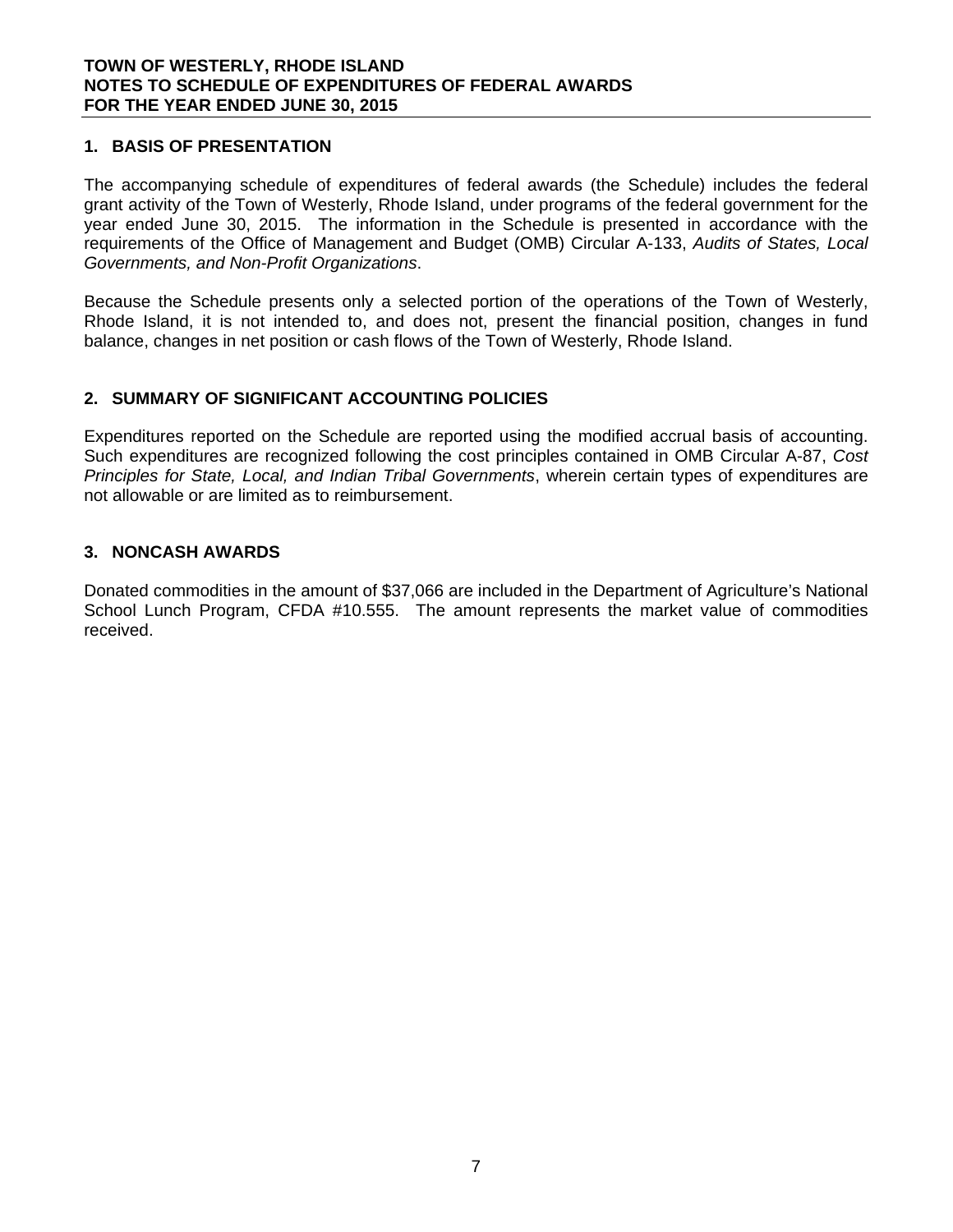**TOWN OF WESTERLY, RHODE ISLAND**
**NOTES TO SCHEDULE OF EXPENDITURES OF FEDERAL AWARDS**
**FOR THE YEAR ENDED JUNE 30, 2015**

## 1. BASIS OF PRESENTATION

The accompanying schedule of expenditures of federal awards (the Schedule) includes the federal grant activity of the Town of Westerly, Rhode Island, under programs of the federal government for the year ended June 30, 2015. The information in the Schedule is presented in accordance with the requirements of the Office of Management and Budget (OMB) Circular A-133, *Audits of States, Local Governments, and Non-Profit Organizations*.

Because the Schedule presents only a selected portion of the operations of the Town of Westerly, Rhode Island, it is not intended to, and does not, present the financial position, changes in fund balance, changes in net position or cash flows of the Town of Westerly, Rhode Island.

## 2. SUMMARY OF SIGNIFICANT ACCOUNTING POLICIES

Expenditures reported on the Schedule are reported using the modified accrual basis of accounting. Such expenditures are recognized following the cost principles contained in OMB Circular A-87, *Cost Principles for State, Local, and Indian Tribal Governments*, wherein certain types of expenditures are not allowable or are limited as to reimbursement.

## 3. NONCASH AWARDS

Donated commodities in the amount of $37,066 are included in the Department of Agriculture's National School Lunch Program, CFDA #10.555. The amount represents the market value of commodities received.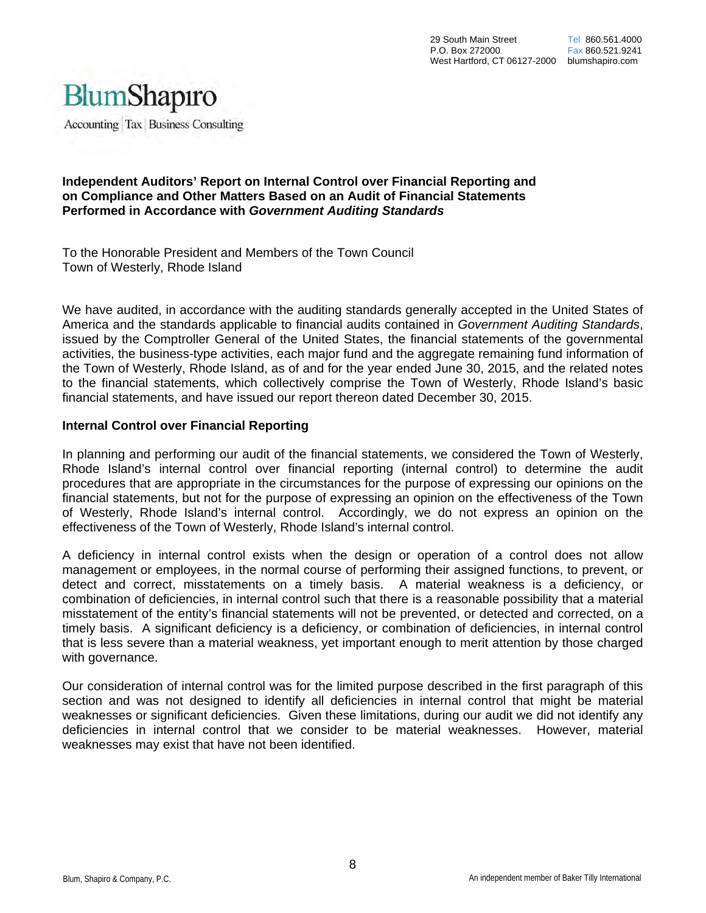BlumShapiro

Accounting | Tax | Business Consulting

29 South Main Street
P.O. Box 272000
West Hartford, CT 06127-2000

Tel 860.561.4000
Fax 860.521.9241
blumshapiro.com

**Independent Auditors' Report on Internal Control over Financial Reporting and on Compliance and Other Matters Based on an Audit of Financial Statements Performed in Accordance with *Government Auditing Standards***

To the Honorable President and Members of the Town Council
Town of Westerly, Rhode Island

We have audited, in accordance with the auditing standards generally accepted in the United States of America and the standards applicable to financial audits contained in *Government Auditing Standards*, issued by the Comptroller General of the United States, the financial statements of the governmental activities, the business-type activities, each major fund and the aggregate remaining fund information of the Town of Westerly, Rhode Island, as of and for the year ended June 30, 2015, and the related notes to the financial statements, which collectively comprise the Town of Westerly, Rhode Island's basic financial statements, and have issued our report thereon dated December 30, 2015.

**Internal Control over Financial Reporting**

In planning and performing our audit of the financial statements, we considered the Town of Westerly, Rhode Island's internal control over financial reporting (internal control) to determine the audit procedures that are appropriate in the circumstances for the purpose of expressing our opinions on the financial statements, but not for the purpose of expressing an opinion on the effectiveness of the Town of Westerly, Rhode Island's internal control. Accordingly, we do not express an opinion on the effectiveness of the Town of Westerly, Rhode Island's internal control.

A deficiency in internal control exists when the design or operation of a control does not allow management or employees, in the normal course of performing their assigned functions, to prevent, or detect and correct, misstatements on a timely basis. A material weakness is a deficiency, or combination of deficiencies, in internal control such that there is a reasonable possibility that a material misstatement of the entity's financial statements will not be prevented, or detected and corrected, on a timely basis. A significant deficiency is a deficiency, or combination of deficiencies, in internal control that is less severe than a material weakness, yet important enough to merit attention by those charged with governance.

Our consideration of internal control was for the limited purpose described in the first paragraph of this section and was not designed to identify all deficiencies in internal control that might be material weaknesses or significant deficiencies. Given these limitations, during our audit we did not identify any deficiencies in internal control that we consider to be material weaknesses. However, material weaknesses may exist that have not been identified.

Blum, Shapiro & Company, P.C.

An independent member of Baker Tilly International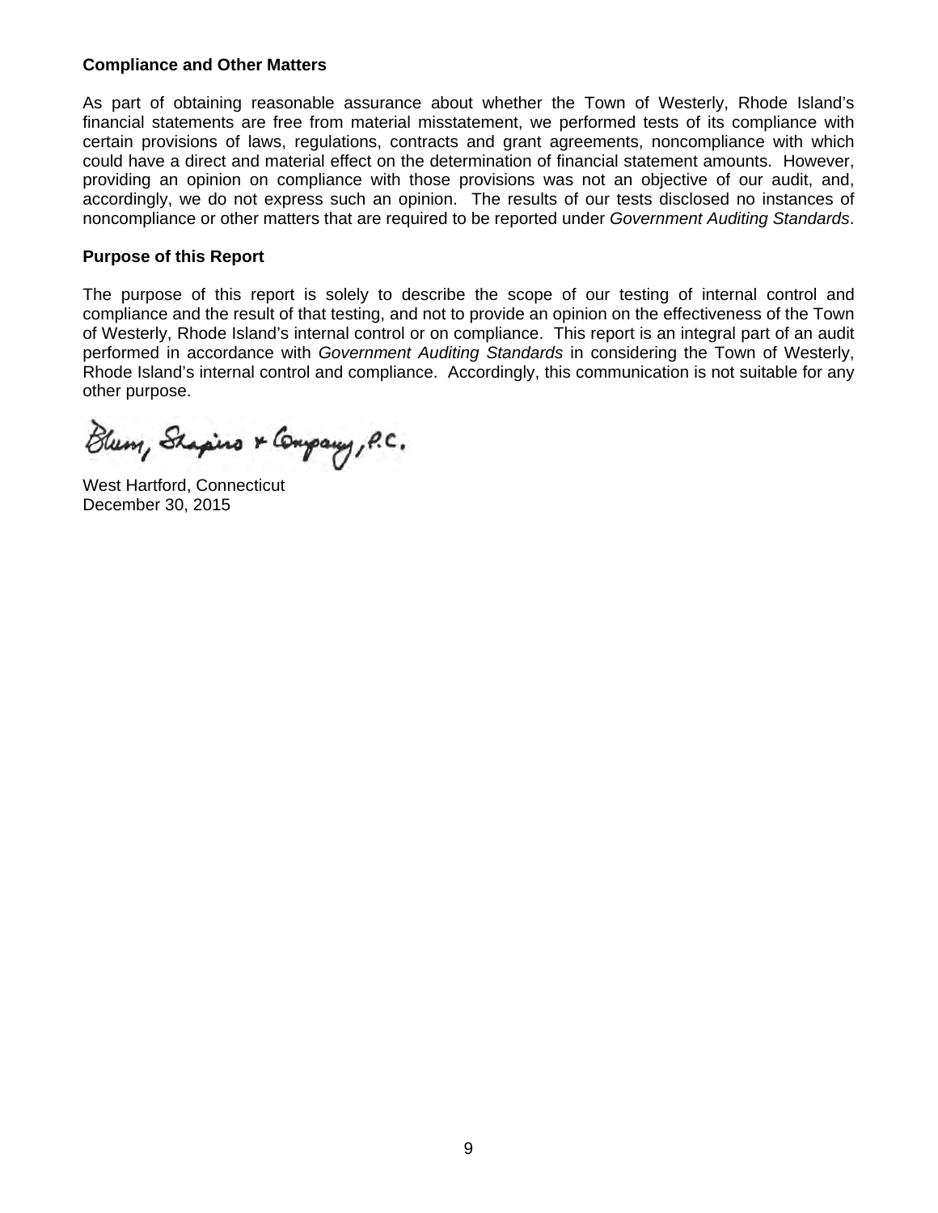**Compliance and Other Matters**

As part of obtaining reasonable assurance about whether the Town of Westerly, Rhode Island's financial statements are free from material misstatement, we performed tests of its compliance with certain provisions of laws, regulations, contracts and grant agreements, noncompliance with which could have a direct and material effect on the determination of financial statement amounts. However, providing an opinion on compliance with those provisions was not an objective of our audit, and, accordingly, we do not express such an opinion. The results of our tests disclosed no instances of noncompliance or other matters that are required to be reported under *Government Auditing Standards*.

**Purpose of this Report**

The purpose of this report is solely to describe the scope of our testing of internal control and compliance and the result of that testing, and not to provide an opinion on the effectiveness of the Town of Westerly, Rhode Island's internal control or on compliance. This report is an integral part of an audit performed in accordance with *Government Auditing Standards* in considering the Town of Westerly, Rhode Island's internal control and compliance. Accordingly, this communication is not suitable for any other purpose.

Blum, Shapiro & Company, P.C.

West Hartford, Connecticut
December 30, 2015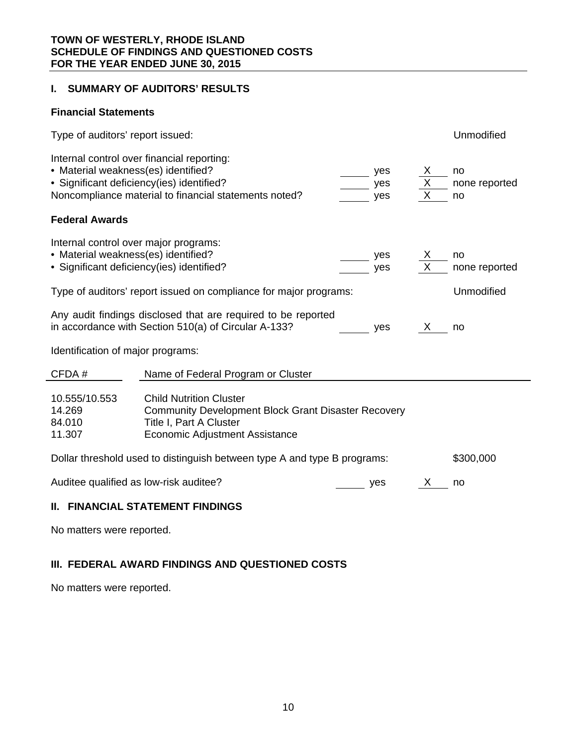**TOWN OF WESTERLY, RHODE ISLAND**
**SCHEDULE OF FINDINGS AND QUESTIONED COSTS**
**FOR THE YEAR ENDED JUNE 30, 2015**

## I. SUMMARY OF AUDITORS' RESULTS

### Financial Statements

Type of auditors' report issued: Unmodified

Internal control over financial reporting:

| | | | |
|---|---|---|---|
| • Material weakness(es) identified? | _____ yes | X | no |
| • Significant deficiency(ies) identified? | _____ yes | X | none reported |
| Noncompliance material to financial statements noted? | _____ yes | X | no |

### Federal Awards

Internal control over major programs:

| | | | |
|---|---|---|---|
| • Material weakness(es) identified? | _____ yes | X | no |
| • Significant deficiency(ies) identified? | _____ yes | X | none reported |

Type of auditors' report issued on compliance for major programs: Unmodified

| | | | |
|---|---|---|---|
| Any audit findings disclosed that are required to be reported in accordance with Section 510(a) of Circular A-133? | _____ yes | X | no |

Identification of major programs:

| CFDA # | Name of Federal Program or Cluster |
|---|---|
| 10.555/10.553 | Child Nutrition Cluster |
| 14.269 | Community Development Block Grant Disaster Recovery |
| 84.010 | Title I, Part A Cluster |
| 11.307 | Economic Adjustment Assistance |

Dollar threshold used to distinguish between type A and type B programs: $300,000

| | | | |
|---|---|---|---|
| Auditee qualified as low-risk auditee? | _____ yes | X | no |

## II. FINANCIAL STATEMENT FINDINGS

No matters were reported.

## III. FEDERAL AWARD FINDINGS AND QUESTIONED COSTS

No matters were reported.